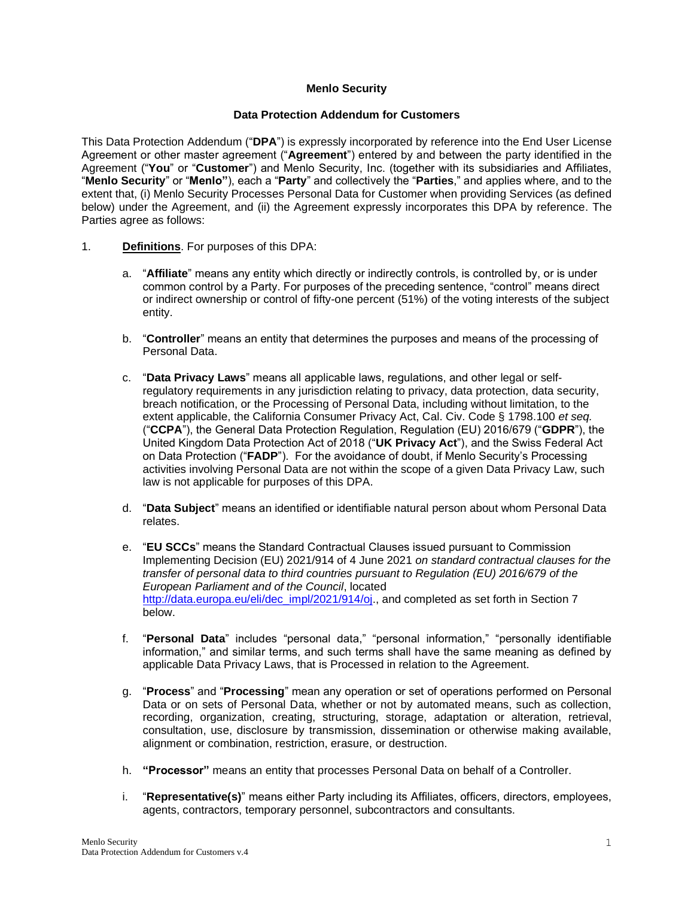**Menlo Security**

**Data Protection Addendum for Customers**

This Data Protection Addendum ("**DPA**") is expressly incorporated by reference into the End User License Agreement or other master agreement ("**Agreement**") entered by and between the party identified in the Agreement ("**You**" or "**Customer**") and Menlo Security, Inc. (together with its subsidiaries and Affiliates, "**Menlo Security**" or "**Menlo"**), each a "**Party**" and collectively the "**Parties**," and applies where, and to the extent that, (i) Menlo Security Processes Personal Data for Customer when providing Services (as defined below) under the Agreement, and (ii) the Agreement expressly incorporates this DPA by reference. The Parties agree as follows:

1. **Definitions**. For purposes of this DPA:

   a. "**Affiliate**" means any entity which directly or indirectly controls, is controlled by, or is under common control by a Party. For purposes of the preceding sentence, "control" means direct or indirect ownership or control of fifty-one percent (51%) of the voting interests of the subject entity.

   b. "**Controller**" means an entity that determines the purposes and means of the processing of Personal Data.

   c. "**Data Privacy Laws**" means all applicable laws, regulations, and other legal or self-regulatory requirements in any jurisdiction relating to privacy, data protection, data security, breach notification, or the Processing of Personal Data, including without limitation, to the extent applicable, the California Consumer Privacy Act, Cal. Civ. Code § 1798.100 *et seq.* ("**CCPA**"), the General Data Protection Regulation, Regulation (EU) 2016/679 ("**GDPR**"), the United Kingdom Data Protection Act of 2018 ("**UK Privacy Act**"), and the Swiss Federal Act on Data Protection ("**FADP**"). For the avoidance of doubt, if Menlo Security's Processing activities involving Personal Data are not within the scope of a given Data Privacy Law, such law is not applicable for purposes of this DPA.

   d. "**Data Subject**" means an identified or identifiable natural person about whom Personal Data relates.

   e. "**EU SCCs**" means the Standard Contractual Clauses issued pursuant to Commission Implementing Decision (EU) 2021/914 of 4 June 2021 *on standard contractual clauses for the transfer of personal data to third countries pursuant to Regulation (EU) 2016/679 of the European Parliament and of the Council*, located [http://data.europa.eu/eli/dec_impl/2021/914/oj](http://data.europa.eu/eli/dec_impl/2021/914/oj)., and completed as set forth in Section 7 below.

   f. "**Personal Data**" includes "personal data," "personal information," "personally identifiable information," and similar terms, and such terms shall have the same meaning as defined by applicable Data Privacy Laws, that is Processed in relation to the Agreement.

   g. "**Process**" and "**Processing**" mean any operation or set of operations performed on Personal Data or on sets of Personal Data, whether or not by automated means, such as collection, recording, organization, creating, structuring, storage, adaptation or alteration, retrieval, consultation, use, disclosure by transmission, dissemination or otherwise making available, alignment or combination, restriction, erasure, or destruction.

   h. **"Processor"** means an entity that processes Personal Data on behalf of a Controller.

   i. "**Representative(s)**" means either Party including its Affiliates, officers, directors, employees, agents, contractors, temporary personnel, subcontractors and consultants.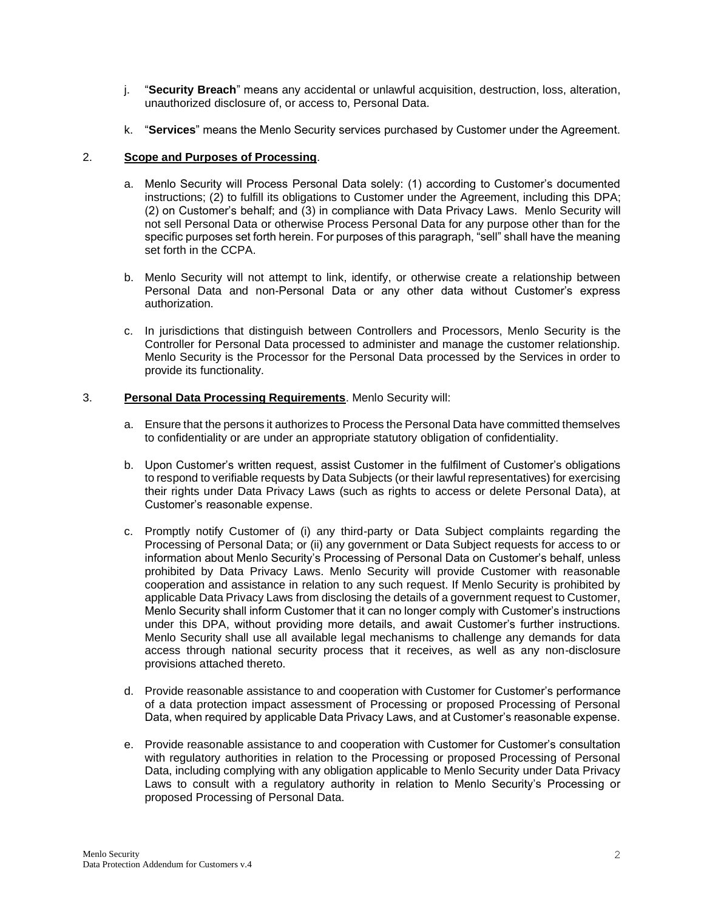j. "**Security Breach**" means any accidental or unlawful acquisition, destruction, loss, alteration, unauthorized disclosure of, or access to, Personal Data.

k. "**Services**" means the Menlo Security services purchased by Customer under the Agreement.

2. **Scope and Purposes of Processing**.

a. Menlo Security will Process Personal Data solely: (1) according to Customer's documented instructions; (2) to fulfill its obligations to Customer under the Agreement, including this DPA; (2) on Customer's behalf; and (3) in compliance with Data Privacy Laws. Menlo Security will not sell Personal Data or otherwise Process Personal Data for any purpose other than for the specific purposes set forth herein. For purposes of this paragraph, "sell" shall have the meaning set forth in the CCPA.

b. Menlo Security will not attempt to link, identify, or otherwise create a relationship between Personal Data and non-Personal Data or any other data without Customer's express authorization.

c. In jurisdictions that distinguish between Controllers and Processors, Menlo Security is the Controller for Personal Data processed to administer and manage the customer relationship. Menlo Security is the Processor for the Personal Data processed by the Services in order to provide its functionality.

3. **Personal Data Processing Requirements**. Menlo Security will:

a. Ensure that the persons it authorizes to Process the Personal Data have committed themselves to confidentiality or are under an appropriate statutory obligation of confidentiality.

b. Upon Customer's written request, assist Customer in the fulfilment of Customer's obligations to respond to verifiable requests by Data Subjects (or their lawful representatives) for exercising their rights under Data Privacy Laws (such as rights to access or delete Personal Data), at Customer's reasonable expense.

c. Promptly notify Customer of (i) any third-party or Data Subject complaints regarding the Processing of Personal Data; or (ii) any government or Data Subject requests for access to or information about Menlo Security's Processing of Personal Data on Customer's behalf, unless prohibited by Data Privacy Laws. Menlo Security will provide Customer with reasonable cooperation and assistance in relation to any such request. If Menlo Security is prohibited by applicable Data Privacy Laws from disclosing the details of a government request to Customer, Menlo Security shall inform Customer that it can no longer comply with Customer's instructions under this DPA, without providing more details, and await Customer's further instructions. Menlo Security shall use all available legal mechanisms to challenge any demands for data access through national security process that it receives, as well as any non-disclosure provisions attached thereto.

d. Provide reasonable assistance to and cooperation with Customer for Customer's performance of a data protection impact assessment of Processing or proposed Processing of Personal Data, when required by applicable Data Privacy Laws, and at Customer's reasonable expense.

e. Provide reasonable assistance to and cooperation with Customer for Customer's consultation with regulatory authorities in relation to the Processing or proposed Processing of Personal Data, including complying with any obligation applicable to Menlo Security under Data Privacy Laws to consult with a regulatory authority in relation to Menlo Security's Processing or proposed Processing of Personal Data.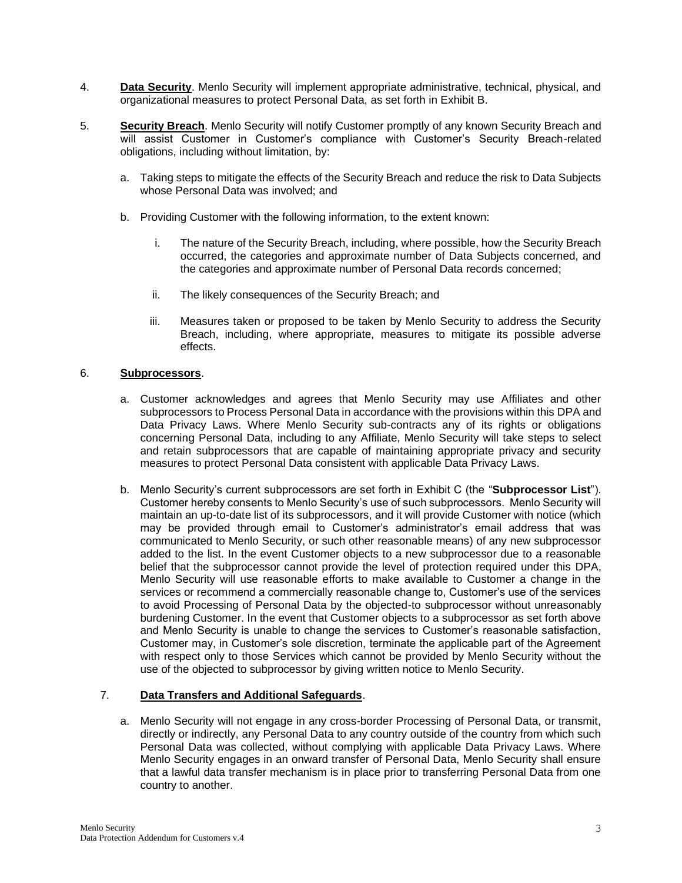4. **Data Security**. Menlo Security will implement appropriate administrative, technical, physical, and organizational measures to protect Personal Data, as set forth in Exhibit B.

5. **Security Breach**. Menlo Security will notify Customer promptly of any known Security Breach and will assist Customer in Customer's compliance with Customer's Security Breach-related obligations, including without limitation, by:

   a. Taking steps to mitigate the effects of the Security Breach and reduce the risk to Data Subjects whose Personal Data was involved; and

   b. Providing Customer with the following information, to the extent known:

      i. The nature of the Security Breach, including, where possible, how the Security Breach occurred, the categories and approximate number of Data Subjects concerned, and the categories and approximate number of Personal Data records concerned;

      ii. The likely consequences of the Security Breach; and

      iii. Measures taken or proposed to be taken by Menlo Security to address the Security Breach, including, where appropriate, measures to mitigate its possible adverse effects.

6. **Subprocessors**.

   a. Customer acknowledges and agrees that Menlo Security may use Affiliates and other subprocessors to Process Personal Data in accordance with the provisions within this DPA and Data Privacy Laws. Where Menlo Security sub-contracts any of its rights or obligations concerning Personal Data, including to any Affiliate, Menlo Security will take steps to select and retain subprocessors that are capable of maintaining appropriate privacy and security measures to protect Personal Data consistent with applicable Data Privacy Laws.

   b. Menlo Security's current subprocessors are set forth in Exhibit C (the "**Subprocessor List**"). Customer hereby consents to Menlo Security's use of such subprocessors. Menlo Security will maintain an up-to-date list of its subprocessors, and it will provide Customer with notice (which may be provided through email to Customer's administrator's email address that was communicated to Menlo Security, or such other reasonable means) of any new subprocessor added to the list. In the event Customer objects to a new subprocessor due to a reasonable belief that the subprocessor cannot provide the level of protection required under this DPA, Menlo Security will use reasonable efforts to make available to Customer a change in the services or recommend a commercially reasonable change to, Customer's use of the services to avoid Processing of Personal Data by the objected-to subprocessor without unreasonably burdening Customer. In the event that Customer objects to a subprocessor as set forth above and Menlo Security is unable to change the services to Customer's reasonable satisfaction, Customer may, in Customer's sole discretion, terminate the applicable part of the Agreement with respect only to those Services which cannot be provided by Menlo Security without the use of the objected to subprocessor by giving written notice to Menlo Security.

7. **Data Transfers and Additional Safeguards**.

   a. Menlo Security will not engage in any cross-border Processing of Personal Data, or transmit, directly or indirectly, any Personal Data to any country outside of the country from which such Personal Data was collected, without complying with applicable Data Privacy Laws. Where Menlo Security engages in an onward transfer of Personal Data, Menlo Security shall ensure that a lawful data transfer mechanism is in place prior to transferring Personal Data from one country to another.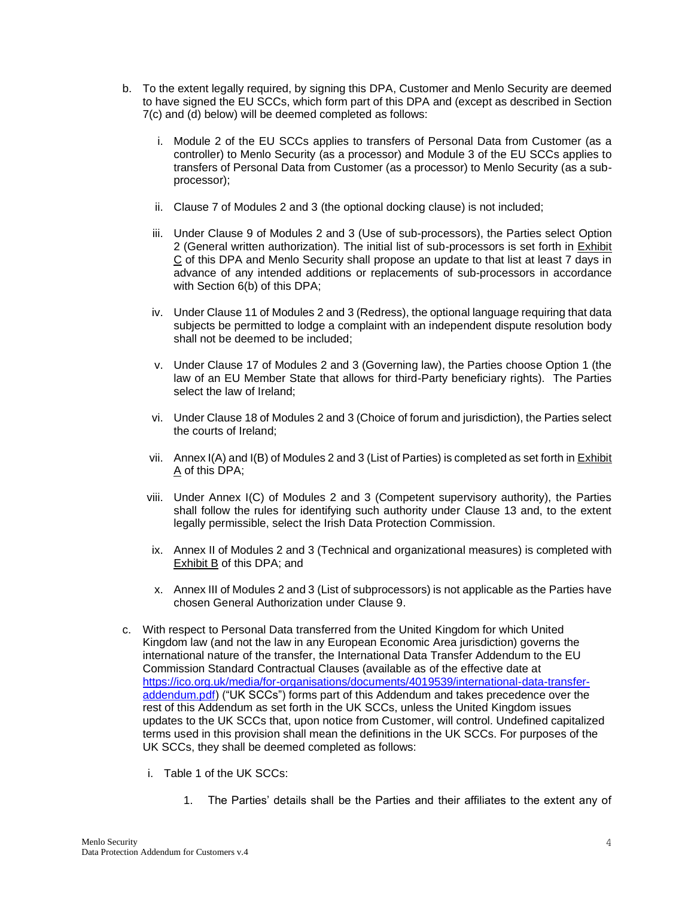b. To the extent legally required, by signing this DPA, Customer and Menlo Security are deemed to have signed the EU SCCs, which form part of this DPA and (except as described in Section 7(c) and (d) below) will be deemed completed as follows:

   i. Module 2 of the EU SCCs applies to transfers of Personal Data from Customer (as a controller) to Menlo Security (as a processor) and Module 3 of the EU SCCs applies to transfers of Personal Data from Customer (as a processor) to Menlo Security (as a sub-processor);

   ii. Clause 7 of Modules 2 and 3 (the optional docking clause) is not included;

   iii. Under Clause 9 of Modules 2 and 3 (Use of sub-processors), the Parties select Option 2 (General written authorization). The initial list of sub-processors is set forth in Exhibit C of this DPA and Menlo Security shall propose an update to that list at least 7 days in advance of any intended additions or replacements of sub-processors in accordance with Section 6(b) of this DPA;

   iv. Under Clause 11 of Modules 2 and 3 (Redress), the optional language requiring that data subjects be permitted to lodge a complaint with an independent dispute resolution body shall not be deemed to be included;

   v. Under Clause 17 of Modules 2 and 3 (Governing law), the Parties choose Option 1 (the law of an EU Member State that allows for third-Party beneficiary rights). The Parties select the law of Ireland;

   vi. Under Clause 18 of Modules 2 and 3 (Choice of forum and jurisdiction), the Parties select the courts of Ireland;

   vii. Annex I(A) and I(B) of Modules 2 and 3 (List of Parties) is completed as set forth in Exhibit A of this DPA;

   viii. Under Annex I(C) of Modules 2 and 3 (Competent supervisory authority), the Parties shall follow the rules for identifying such authority under Clause 13 and, to the extent legally permissible, select the Irish Data Protection Commission.

   ix. Annex II of Modules 2 and 3 (Technical and organizational measures) is completed with Exhibit B of this DPA; and

   x. Annex III of Modules 2 and 3 (List of subprocessors) is not applicable as the Parties have chosen General Authorization under Clause 9.

c. With respect to Personal Data transferred from the United Kingdom for which United Kingdom law (and not the law in any European Economic Area jurisdiction) governs the international nature of the transfer, the International Data Transfer Addendum to the EU Commission Standard Contractual Clauses (available as of the effective date at [https://ico.org.uk/media/for-organisations/documents/4019539/international-data-transfer-addendum.pdf](https://ico.org.uk/media/for-organisations/documents/4019539/international-data-transfer-addendum.pdf)) ("UK SCCs") forms part of this Addendum and takes precedence over the rest of this Addendum as set forth in the UK SCCs, unless the United Kingdom issues updates to the UK SCCs that, upon notice from Customer, will control. Undefined capitalized terms used in this provision shall mean the definitions in the UK SCCs. For purposes of the UK SCCs, they shall be deemed completed as follows:

   i. Table 1 of the UK SCCs:

      1. The Parties' details shall be the Parties and their affiliates to the extent any of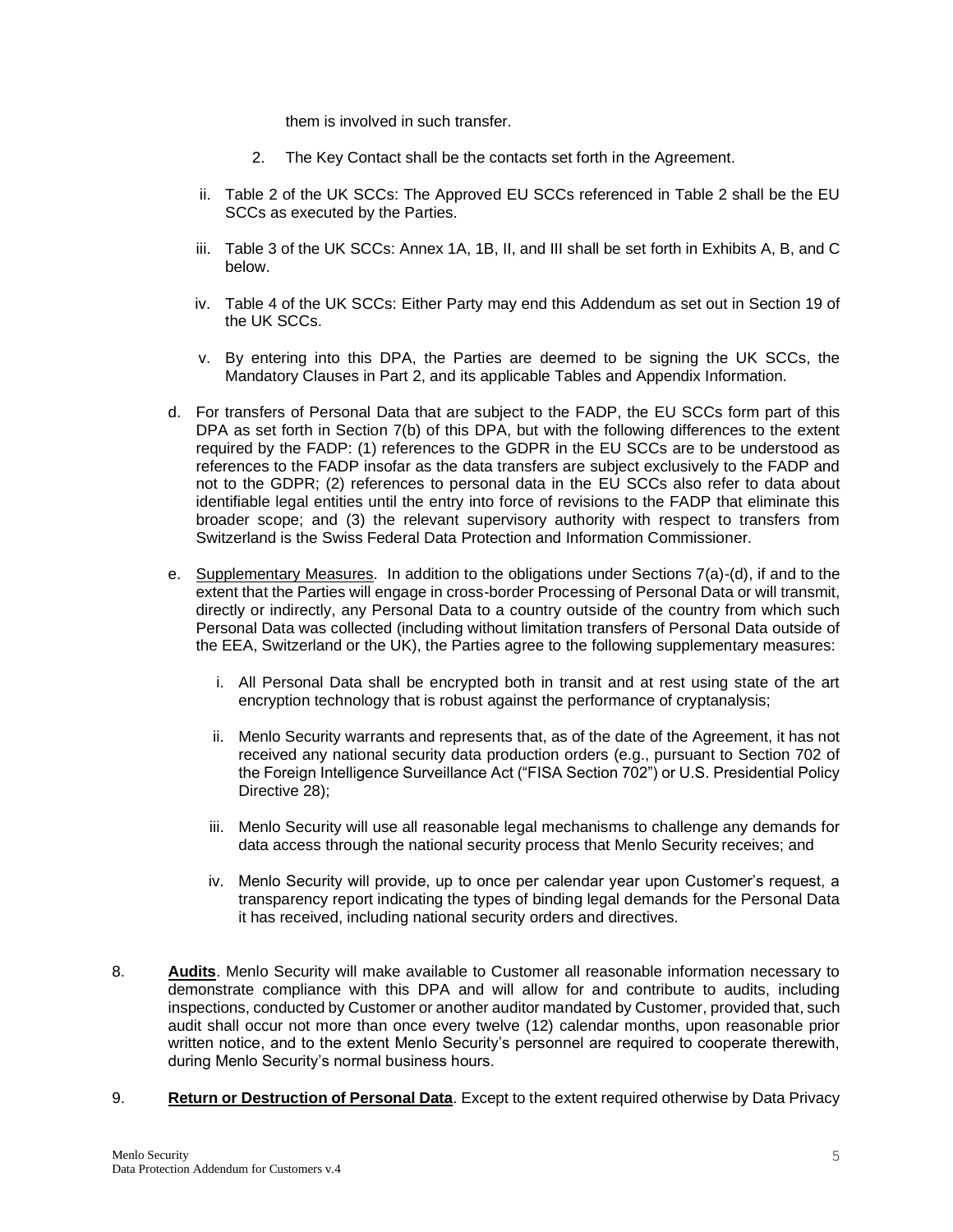them is involved in such transfer.

2. The Key Contact shall be the contacts set forth in the Agreement.

ii. Table 2 of the UK SCCs: The Approved EU SCCs referenced in Table 2 shall be the EU SCCs as executed by the Parties.

iii. Table 3 of the UK SCCs: Annex 1A, 1B, II, and III shall be set forth in Exhibits A, B, and C below.

iv. Table 4 of the UK SCCs: Either Party may end this Addendum as set out in Section 19 of the UK SCCs.

v. By entering into this DPA, the Parties are deemed to be signing the UK SCCs, the Mandatory Clauses in Part 2, and its applicable Tables and Appendix Information.

d. For transfers of Personal Data that are subject to the FADP, the EU SCCs form part of this DPA as set forth in Section 7(b) of this DPA, but with the following differences to the extent required by the FADP: (1) references to the GDPR in the EU SCCs are to be understood as references to the FADP insofar as the data transfers are subject exclusively to the FADP and not to the GDPR; (2) references to personal data in the EU SCCs also refer to data about identifiable legal entities until the entry into force of revisions to the FADP that eliminate this broader scope; and (3) the relevant supervisory authority with respect to transfers from Switzerland is the Swiss Federal Data Protection and Information Commissioner.

e. Supplementary Measures. In addition to the obligations under Sections 7(a)-(d), if and to the extent that the Parties will engage in cross-border Processing of Personal Data or will transmit, directly or indirectly, any Personal Data to a country outside of the country from which such Personal Data was collected (including without limitation transfers of Personal Data outside of the EEA, Switzerland or the UK), the Parties agree to the following supplementary measures:

   i. All Personal Data shall be encrypted both in transit and at rest using state of the art encryption technology that is robust against the performance of cryptanalysis;

   ii. Menlo Security warrants and represents that, as of the date of the Agreement, it has not received any national security data production orders (e.g., pursuant to Section 702 of the Foreign Intelligence Surveillance Act ("FISA Section 702") or U.S. Presidential Policy Directive 28);

   iii. Menlo Security will use all reasonable legal mechanisms to challenge any demands for data access through the national security process that Menlo Security receives; and

   iv. Menlo Security will provide, up to once per calendar year upon Customer's request, a transparency report indicating the types of binding legal demands for the Personal Data it has received, including national security orders and directives.

8. **Audits**. Menlo Security will make available to Customer all reasonable information necessary to demonstrate compliance with this DPA and will allow for and contribute to audits, including inspections, conducted by Customer or another auditor mandated by Customer, provided that, such audit shall occur not more than once every twelve (12) calendar months, upon reasonable prior written notice, and to the extent Menlo Security's personnel are required to cooperate therewith, during Menlo Security's normal business hours.

9. **Return or Destruction of Personal Data**. Except to the extent required otherwise by Data Privacy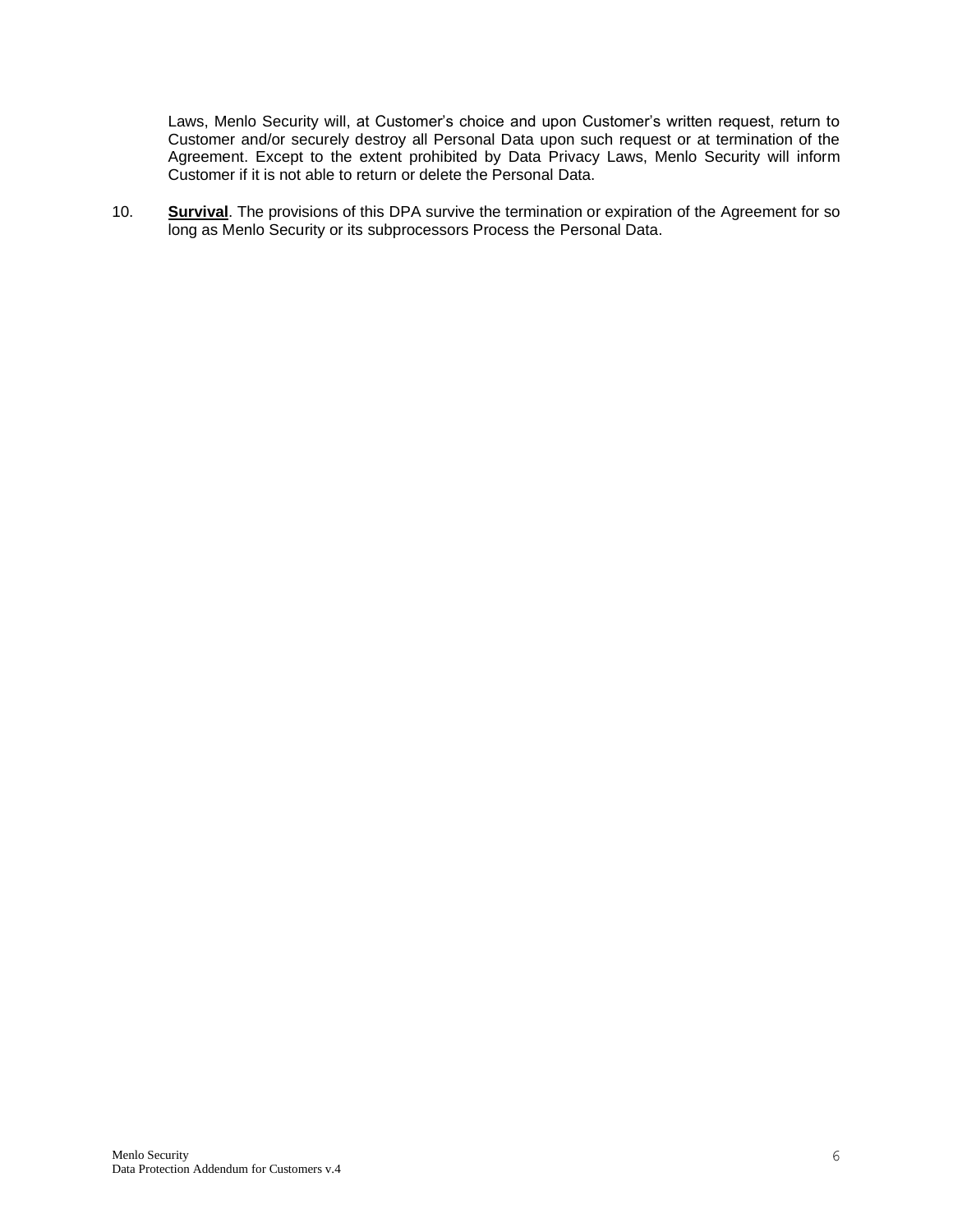Laws, Menlo Security will, at Customer's choice and upon Customer's written request, return to Customer and/or securely destroy all Personal Data upon such request or at termination of the Agreement. Except to the extent prohibited by Data Privacy Laws, Menlo Security will inform Customer if it is not able to return or delete the Personal Data.

10. **Survival**. The provisions of this DPA survive the termination or expiration of the Agreement for so long as Menlo Security or its subprocessors Process the Personal Data.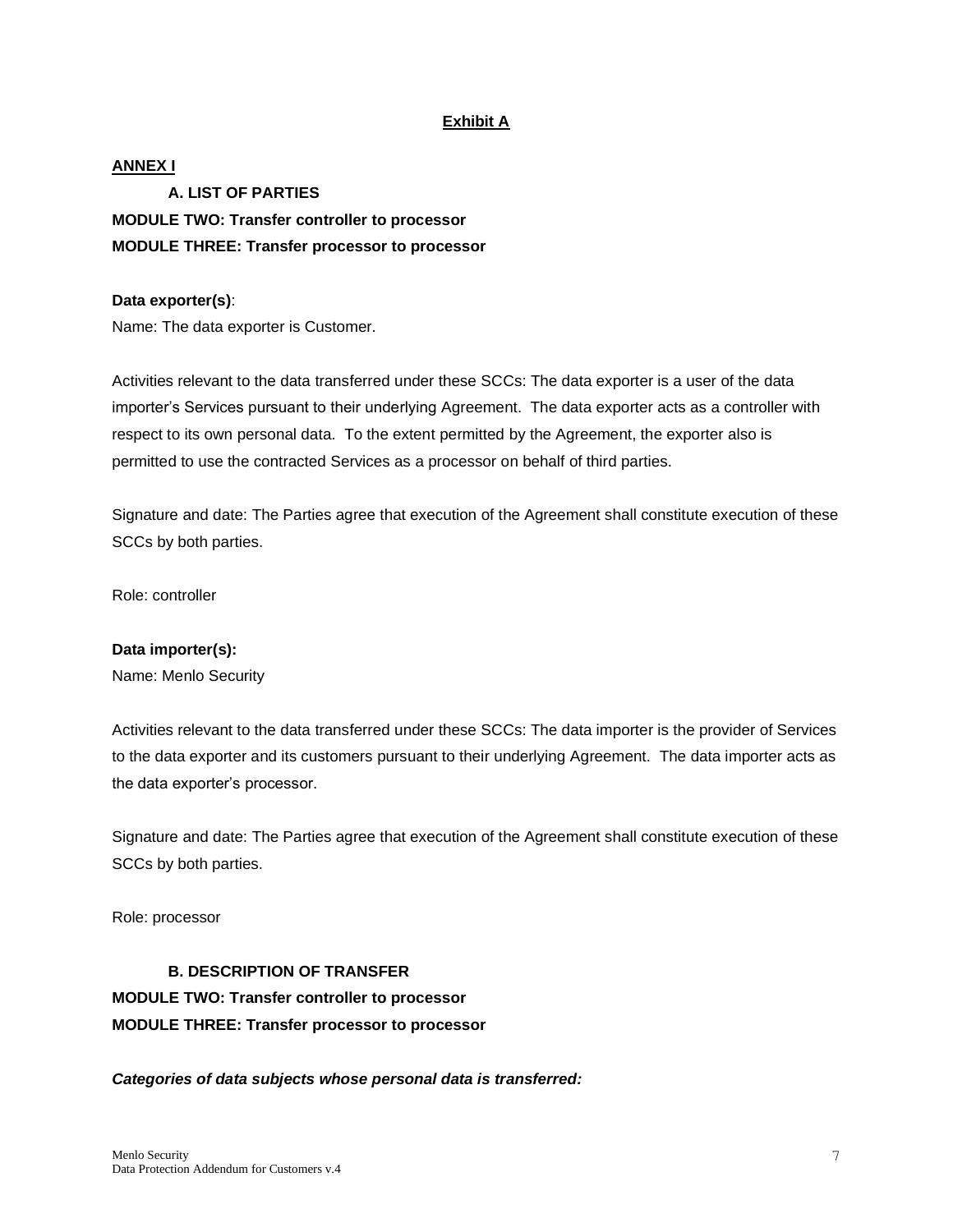**Exhibit A**

**ANNEX I**

**A. LIST OF PARTIES**

**MODULE TWO: Transfer controller to processor**

**MODULE THREE: Transfer processor to processor**

**Data exporter(s)**:

Name: The data exporter is Customer.

Activities relevant to the data transferred under these SCCs: The data exporter is a user of the data importer's Services pursuant to their underlying Agreement. The data exporter acts as a controller with respect to its own personal data. To the extent permitted by the Agreement, the exporter also is permitted to use the contracted Services as a processor on behalf of third parties.

Signature and date: The Parties agree that execution of the Agreement shall constitute execution of these SCCs by both parties.

Role: controller

**Data importer(s):**

Name: Menlo Security

Activities relevant to the data transferred under these SCCs: The data importer is the provider of Services to the data exporter and its customers pursuant to their underlying Agreement. The data importer acts as the data exporter's processor.

Signature and date: The Parties agree that execution of the Agreement shall constitute execution of these SCCs by both parties.

Role: processor

**B. DESCRIPTION OF TRANSFER**

**MODULE TWO: Transfer controller to processor**

**MODULE THREE: Transfer processor to processor**

***Categories of data subjects whose personal data is transferred:***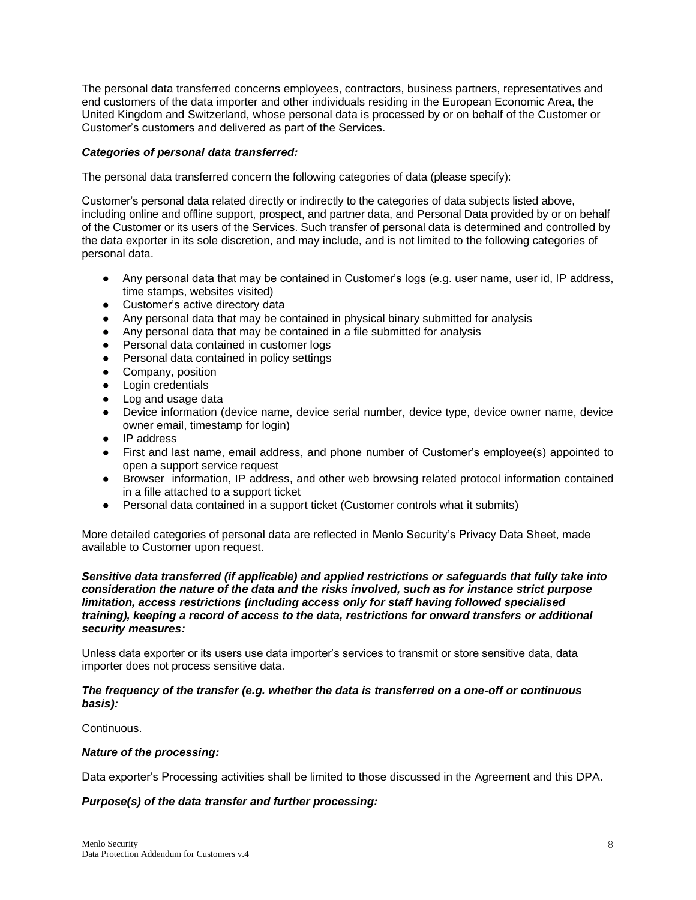The personal data transferred concerns employees, contractors, business partners, representatives and end customers of the data importer and other individuals residing in the European Economic Area, the United Kingdom and Switzerland, whose personal data is processed by or on behalf of the Customer or Customer's customers and delivered as part of the Services.

***Categories of personal data transferred:***

The personal data transferred concern the following categories of data (please specify):

Customer's personal data related directly or indirectly to the categories of data subjects listed above, including online and offline support, prospect, and partner data, and Personal Data provided by or on behalf of the Customer or its users of the Services. Such transfer of personal data is determined and controlled by the data exporter in its sole discretion, and may include, and is not limited to the following categories of personal data.

- Any personal data that may be contained in Customer's logs (e.g. user name, user id, IP address, time stamps, websites visited)
- Customer's active directory data
- Any personal data that may be contained in physical binary submitted for analysis
- Any personal data that may be contained in a file submitted for analysis
- Personal data contained in customer logs
- Personal data contained in policy settings
- Company, position
- Login credentials
- Log and usage data
- Device information (device name, device serial number, device type, device owner name, device owner email, timestamp for login)
- IP address
- First and last name, email address, and phone number of Customer's employee(s) appointed to open a support service request
- Browser information, IP address, and other web browsing related protocol information contained in a fille attached to a support ticket
- Personal data contained in a support ticket (Customer controls what it submits)

More detailed categories of personal data are reflected in Menlo Security's Privacy Data Sheet, made available to Customer upon request.

***Sensitive data transferred (if applicable) and applied restrictions or safeguards that fully take into consideration the nature of the data and the risks involved, such as for instance strict purpose limitation, access restrictions (including access only for staff having followed specialised training), keeping a record of access to the data, restrictions for onward transfers or additional security measures:***

Unless data exporter or its users use data importer's services to transmit or store sensitive data, data importer does not process sensitive data.

***The frequency of the transfer (e.g. whether the data is transferred on a one-off or continuous basis):***

Continuous.

***Nature of the processing:***

Data exporter's Processing activities shall be limited to those discussed in the Agreement and this DPA.

***Purpose(s) of the data transfer and further processing:***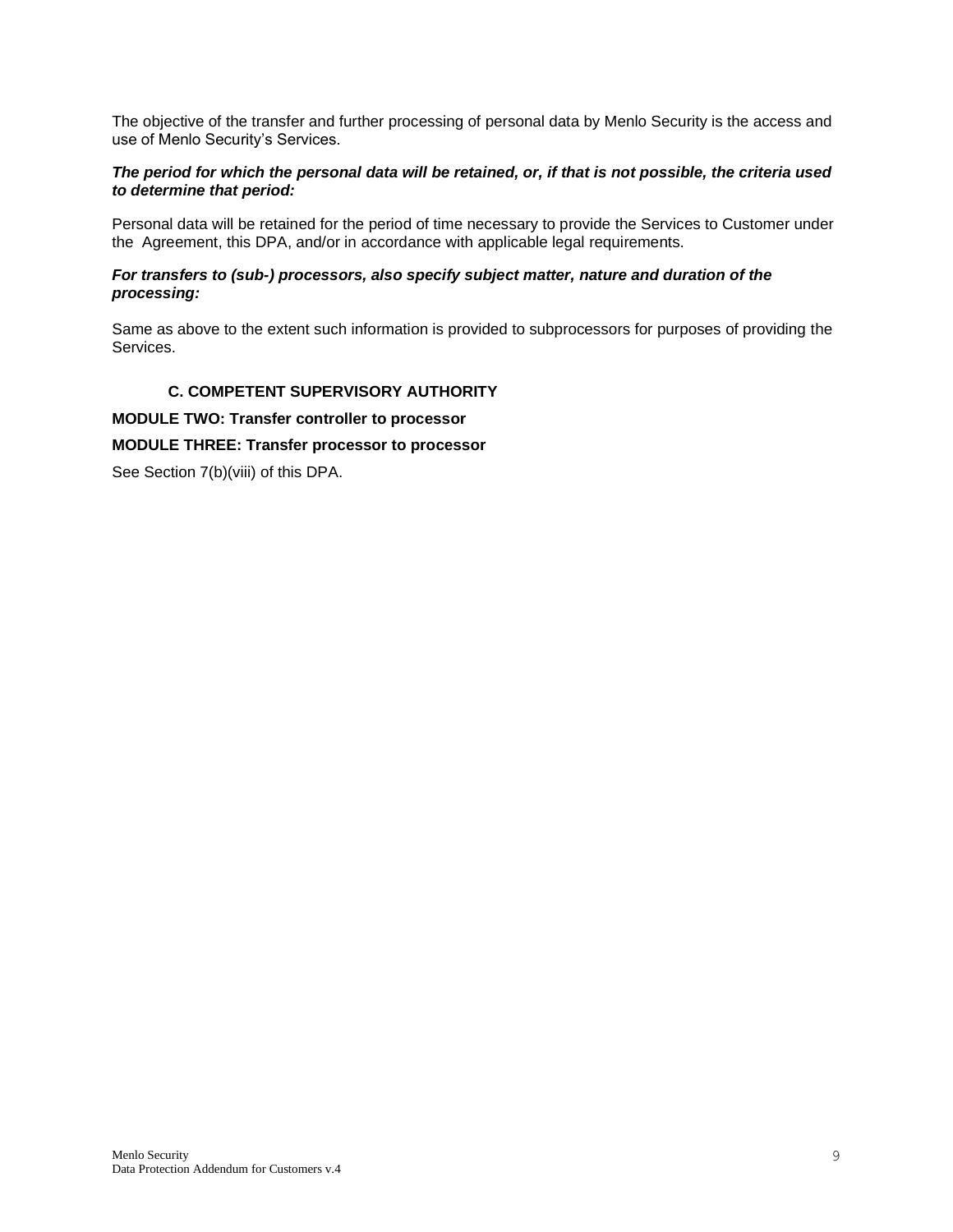The objective of the transfer and further processing of personal data by Menlo Security is the access and use of Menlo Security's Services.

***The period for which the personal data will be retained, or, if that is not possible, the criteria used to determine that period:***

Personal data will be retained for the period of time necessary to provide the Services to Customer under the Agreement, this DPA, and/or in accordance with applicable legal requirements.

***For transfers to (sub-) processors, also specify subject matter, nature and duration of the processing:***

Same as above to the extent such information is provided to subprocessors for purposes of providing the Services.

### C. COMPETENT SUPERVISORY AUTHORITY

**MODULE TWO: Transfer controller to processor**

**MODULE THREE: Transfer processor to processor**

See Section 7(b)(viii) of this DPA.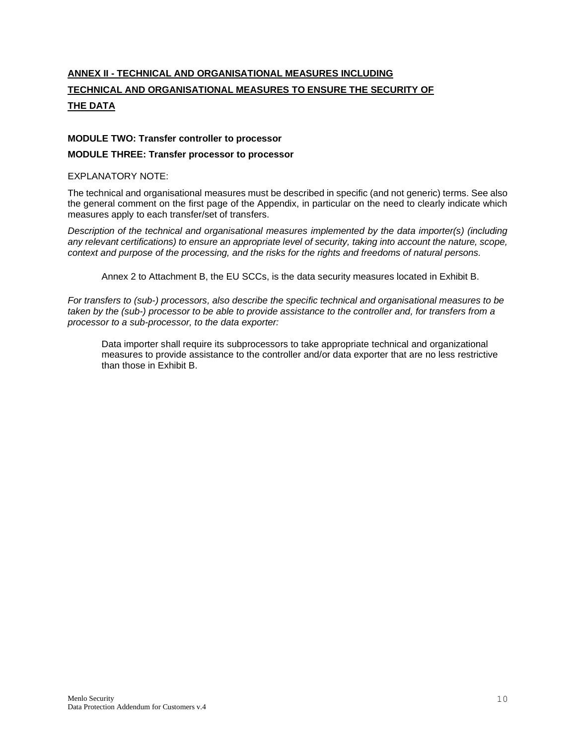## **ANNEX II - TECHNICAL AND ORGANISATIONAL MEASURES INCLUDING TECHNICAL AND ORGANISATIONAL MEASURES TO ENSURE THE SECURITY OF THE DATA**

**MODULE TWO: Transfer controller to processor**

**MODULE THREE: Transfer processor to processor**

EXPLANATORY NOTE:

The technical and organisational measures must be described in specific (and not generic) terms. See also the general comment on the first page of the Appendix, in particular on the need to clearly indicate which measures apply to each transfer/set of transfers.

*Description of the technical and organisational measures implemented by the data importer(s) (including any relevant certifications) to ensure an appropriate level of security, taking into account the nature, scope, context and purpose of the processing, and the risks for the rights and freedoms of natural persons.*

> Annex 2 to Attachment B, the EU SCCs, is the data security measures located in Exhibit B.

*For transfers to (sub-) processors, also describe the specific technical and organisational measures to be taken by the (sub-) processor to be able to provide assistance to the controller and, for transfers from a processor to a sub-processor, to the data exporter:*

> Data importer shall require its subprocessors to take appropriate technical and organizational measures to provide assistance to the controller and/or data exporter that are no less restrictive than those in Exhibit B.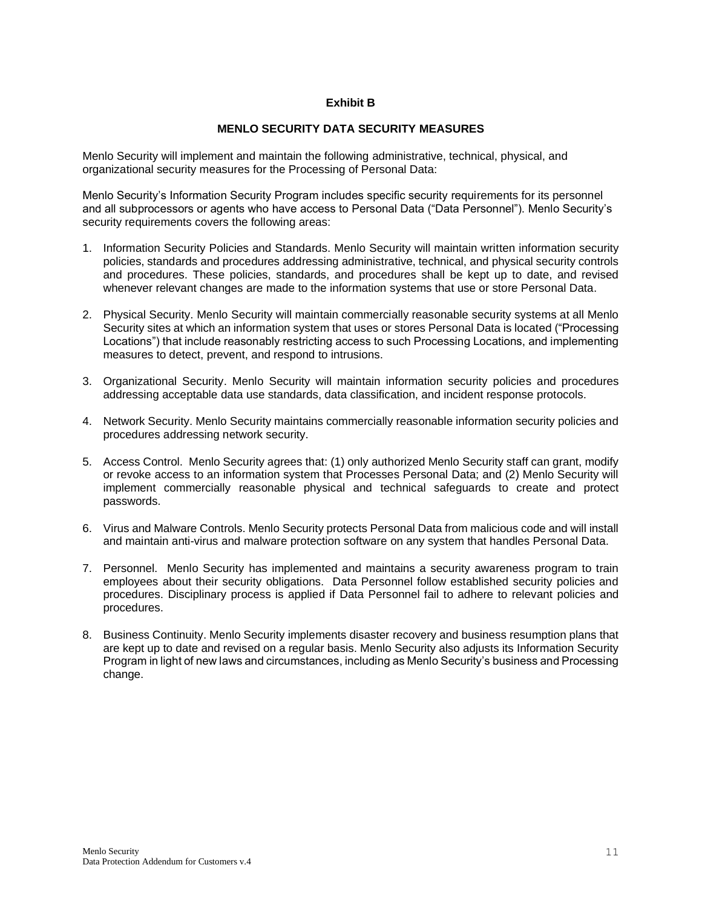**Exhibit B**

**MENLO SECURITY DATA SECURITY MEASURES**

Menlo Security will implement and maintain the following administrative, technical, physical, and organizational security measures for the Processing of Personal Data:

Menlo Security's Information Security Program includes specific security requirements for its personnel and all subprocessors or agents who have access to Personal Data ("Data Personnel"). Menlo Security's security requirements covers the following areas:

1. Information Security Policies and Standards. Menlo Security will maintain written information security policies, standards and procedures addressing administrative, technical, and physical security controls and procedures. These policies, standards, and procedures shall be kept up to date, and revised whenever relevant changes are made to the information systems that use or store Personal Data.

2. Physical Security. Menlo Security will maintain commercially reasonable security systems at all Menlo Security sites at which an information system that uses or stores Personal Data is located ("Processing Locations") that include reasonably restricting access to such Processing Locations, and implementing measures to detect, prevent, and respond to intrusions.

3. Organizational Security. Menlo Security will maintain information security policies and procedures addressing acceptable data use standards, data classification, and incident response protocols.

4. Network Security. Menlo Security maintains commercially reasonable information security policies and procedures addressing network security.

5. Access Control. Menlo Security agrees that: (1) only authorized Menlo Security staff can grant, modify or revoke access to an information system that Processes Personal Data; and (2) Menlo Security will implement commercially reasonable physical and technical safeguards to create and protect passwords.

6. Virus and Malware Controls. Menlo Security protects Personal Data from malicious code and will install and maintain anti-virus and malware protection software on any system that handles Personal Data.

7. Personnel. Menlo Security has implemented and maintains a security awareness program to train employees about their security obligations. Data Personnel follow established security policies and procedures. Disciplinary process is applied if Data Personnel fail to adhere to relevant policies and procedures.

8. Business Continuity. Menlo Security implements disaster recovery and business resumption plans that are kept up to date and revised on a regular basis. Menlo Security also adjusts its Information Security Program in light of new laws and circumstances, including as Menlo Security's business and Processing change.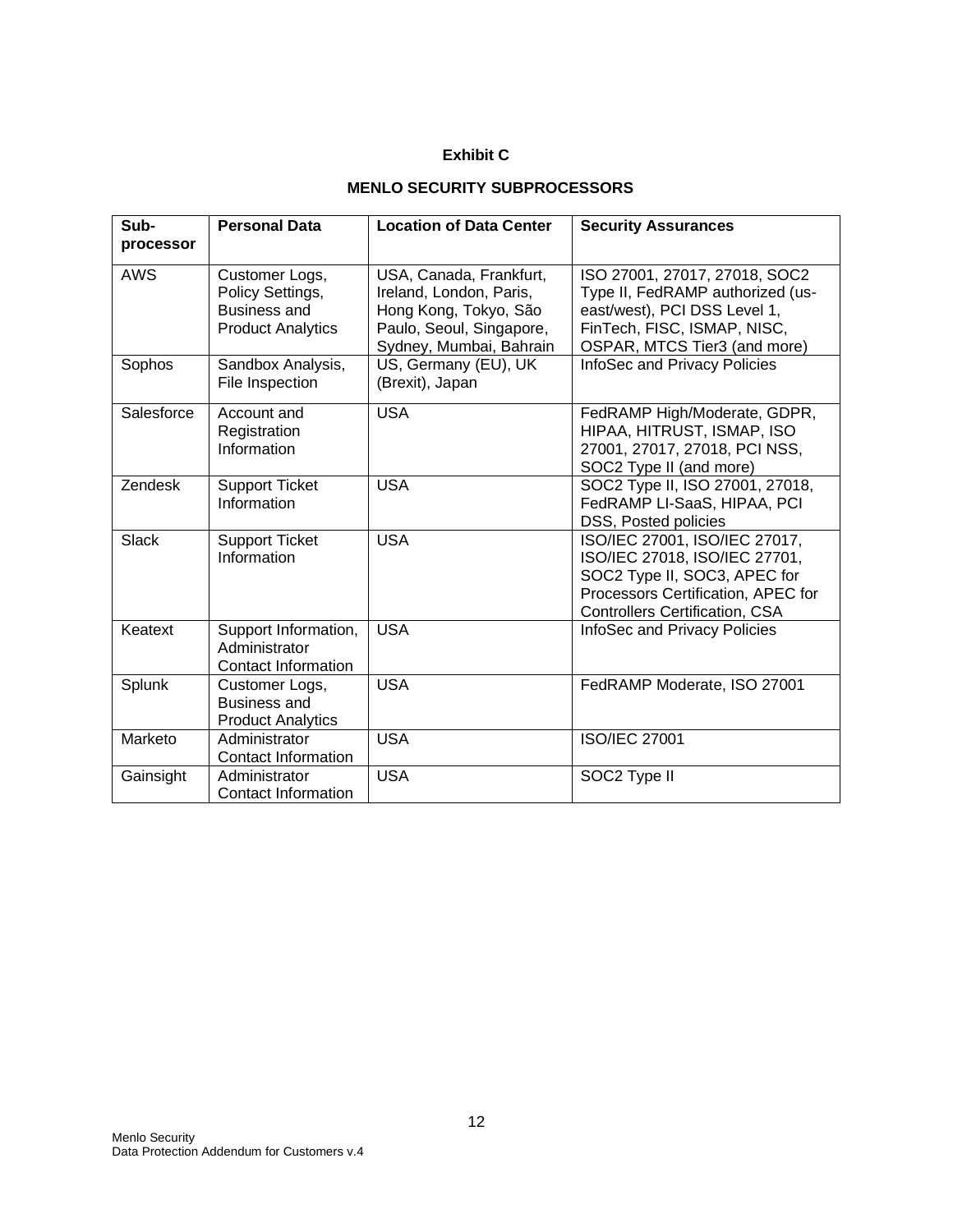**Exhibit C**

**MENLO SECURITY SUBPROCESSORS**

| Sub-processor | Personal Data | Location of Data Center | Security Assurances |
|---|---|---|---|
| AWS | Customer Logs, Policy Settings, Business and Product Analytics | USA, Canada, Frankfurt, Ireland, London, Paris, Hong Kong, Tokyo, São Paulo, Seoul, Singapore, Sydney, Mumbai, Bahrain | ISO 27001, 27017, 27018, SOC2 Type II, FedRAMP authorized (us-east/west), PCI DSS Level 1, FinTech, FISC, ISMAP, NISC, OSPAR, MTCS Tier3 (and more) |
| Sophos | Sandbox Analysis, File Inspection | US, Germany (EU), UK (Brexit), Japan | InfoSec and Privacy Policies |
| Salesforce | Account and Registration Information | USA | FedRAMP High/Moderate, GDPR, HIPAA, HITRUST, ISMAP, ISO 27001, 27017, 27018, PCI NSS, SOC2 Type II (and more) |
| Zendesk | Support Ticket Information | USA | SOC2 Type II, ISO 27001, 27018, FedRAMP LI-SaaS, HIPAA, PCI DSS, Posted policies |
| Slack | Support Ticket Information | USA | ISO/IEC 27001, ISO/IEC 27017, ISO/IEC 27018, ISO/IEC 27701, SOC2 Type II, SOC3, APEC for Processors Certification, APEC for Controllers Certification, CSA |
| Keatext | Support Information, Administrator Contact Information | USA | InfoSec and Privacy Policies |
| Splunk | Customer Logs, Business and Product Analytics | USA | FedRAMP Moderate, ISO 27001 |
| Marketo | Administrator Contact Information | USA | ISO/IEC 27001 |
| Gainsight | Administrator Contact Information | USA | SOC2 Type II |